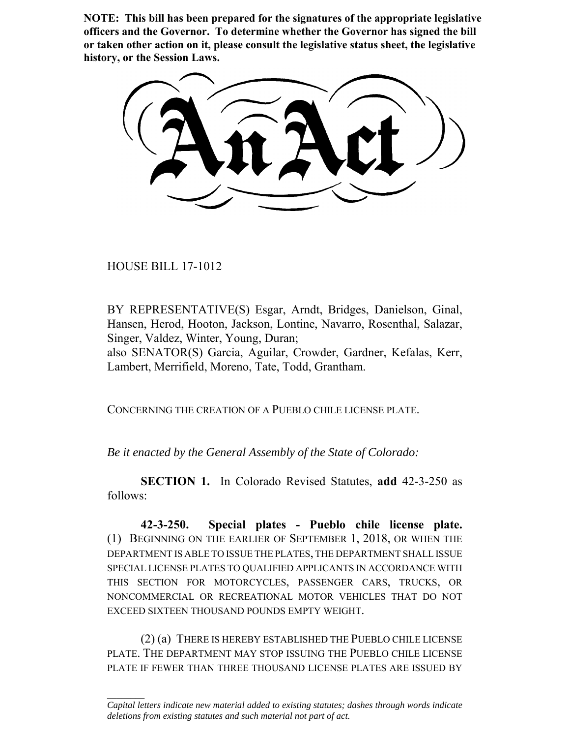**NOTE: This bill has been prepared for the signatures of the appropriate legislative officers and the Governor. To determine whether the Governor has signed the bill or taken other action on it, please consult the legislative status sheet, the legislative history, or the Session Laws.**

# An Act

HOUSE BILL 17-1012

BY REPRESENTATIVE(S) Esgar, Arndt, Bridges, Danielson, Ginal, Hansen, Herod, Hooton, Jackson, Lontine, Navarro, Rosenthal, Salazar, Singer, Valdez, Winter, Young, Duran;
also SENATOR(S) Garcia, Aguilar, Crowder, Gardner, Kefalas, Kerr, Lambert, Merrifield, Moreno, Tate, Todd, Grantham.

CONCERNING THE CREATION OF A PUEBLO CHILE LICENSE PLATE.

*Be it enacted by the General Assembly of the State of Colorado:*

**SECTION 1.** In Colorado Revised Statutes, **add** 42-3-250 as follows:

**42-3-250. Special plates - Pueblo chile license plate.** (1) BEGINNING ON THE EARLIER OF SEPTEMBER 1, 2018, OR WHEN THE DEPARTMENT IS ABLE TO ISSUE THE PLATES, THE DEPARTMENT SHALL ISSUE SPECIAL LICENSE PLATES TO QUALIFIED APPLICANTS IN ACCORDANCE WITH THIS SECTION FOR MOTORCYCLES, PASSENGER CARS, TRUCKS, OR NONCOMMERCIAL OR RECREATIONAL MOTOR VEHICLES THAT DO NOT EXCEED SIXTEEN THOUSAND POUNDS EMPTY WEIGHT.

(2) (a) THERE IS HEREBY ESTABLISHED THE PUEBLO CHILE LICENSE PLATE. THE DEPARTMENT MAY STOP ISSUING THE PUEBLO CHILE LICENSE PLATE IF FEWER THAN THREE THOUSAND LICENSE PLATES ARE ISSUED BY

---

*Capital letters indicate new material added to existing statutes; dashes through words indicate deletions from existing statutes and such material not part of act.*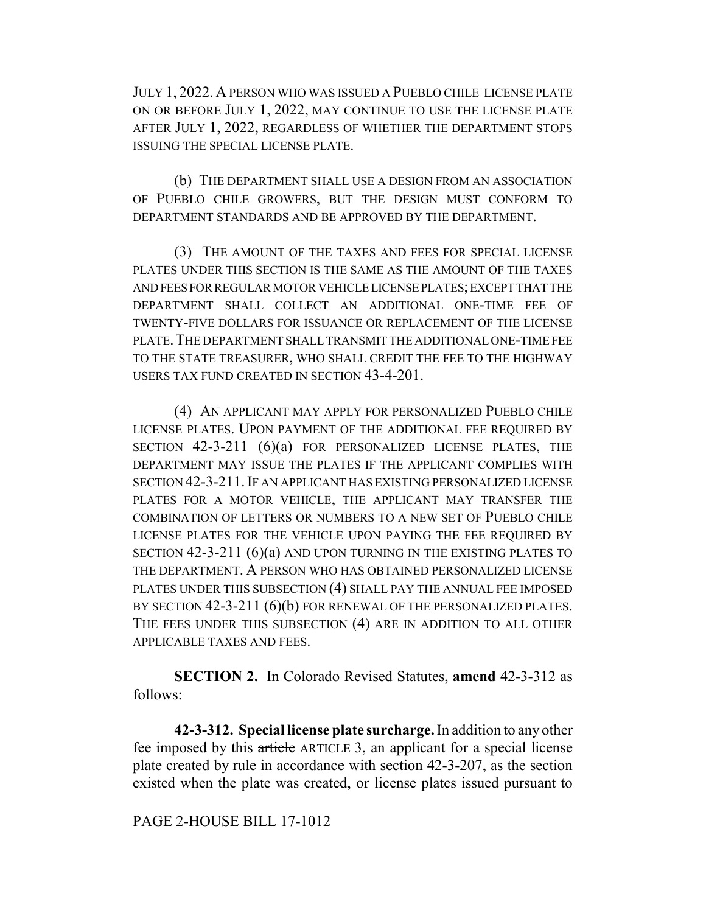JULY 1, 2022. A PERSON WHO WAS ISSUED A PUEBLO CHILE LICENSE PLATE ON OR BEFORE JULY 1, 2022, MAY CONTINUE TO USE THE LICENSE PLATE AFTER JULY 1, 2022, REGARDLESS OF WHETHER THE DEPARTMENT STOPS ISSUING THE SPECIAL LICENSE PLATE.

(b) THE DEPARTMENT SHALL USE A DESIGN FROM AN ASSOCIATION OF PUEBLO CHILE GROWERS, BUT THE DESIGN MUST CONFORM TO DEPARTMENT STANDARDS AND BE APPROVED BY THE DEPARTMENT.

(3) THE AMOUNT OF THE TAXES AND FEES FOR SPECIAL LICENSE PLATES UNDER THIS SECTION IS THE SAME AS THE AMOUNT OF THE TAXES AND FEES FOR REGULAR MOTOR VEHICLE LICENSE PLATES; EXCEPT THAT THE DEPARTMENT SHALL COLLECT AN ADDITIONAL ONE-TIME FEE OF TWENTY-FIVE DOLLARS FOR ISSUANCE OR REPLACEMENT OF THE LICENSE PLATE. THE DEPARTMENT SHALL TRANSMIT THE ADDITIONAL ONE-TIME FEE TO THE STATE TREASURER, WHO SHALL CREDIT THE FEE TO THE HIGHWAY USERS TAX FUND CREATED IN SECTION 43-4-201.

(4) AN APPLICANT MAY APPLY FOR PERSONALIZED PUEBLO CHILE LICENSE PLATES. UPON PAYMENT OF THE ADDITIONAL FEE REQUIRED BY SECTION 42-3-211 (6)(a) FOR PERSONALIZED LICENSE PLATES, THE DEPARTMENT MAY ISSUE THE PLATES IF THE APPLICANT COMPLIES WITH SECTION 42-3-211. IF AN APPLICANT HAS EXISTING PERSONALIZED LICENSE PLATES FOR A MOTOR VEHICLE, THE APPLICANT MAY TRANSFER THE COMBINATION OF LETTERS OR NUMBERS TO A NEW SET OF PUEBLO CHILE LICENSE PLATES FOR THE VEHICLE UPON PAYING THE FEE REQUIRED BY SECTION 42-3-211 (6)(a) AND UPON TURNING IN THE EXISTING PLATES TO THE DEPARTMENT. A PERSON WHO HAS OBTAINED PERSONALIZED LICENSE PLATES UNDER THIS SUBSECTION (4) SHALL PAY THE ANNUAL FEE IMPOSED BY SECTION 42-3-211 (6)(b) FOR RENEWAL OF THE PERSONALIZED PLATES. THE FEES UNDER THIS SUBSECTION (4) ARE IN ADDITION TO ALL OTHER APPLICABLE TAXES AND FEES.

**SECTION 2.** In Colorado Revised Statutes, **amend** 42-3-312 as follows:

**42-3-312. Special license plate surcharge.** In addition to any other fee imposed by this ~~article~~ ARTICLE 3, an applicant for a special license plate created by rule in accordance with section 42-3-207, as the section existed when the plate was created, or license plates issued pursuant to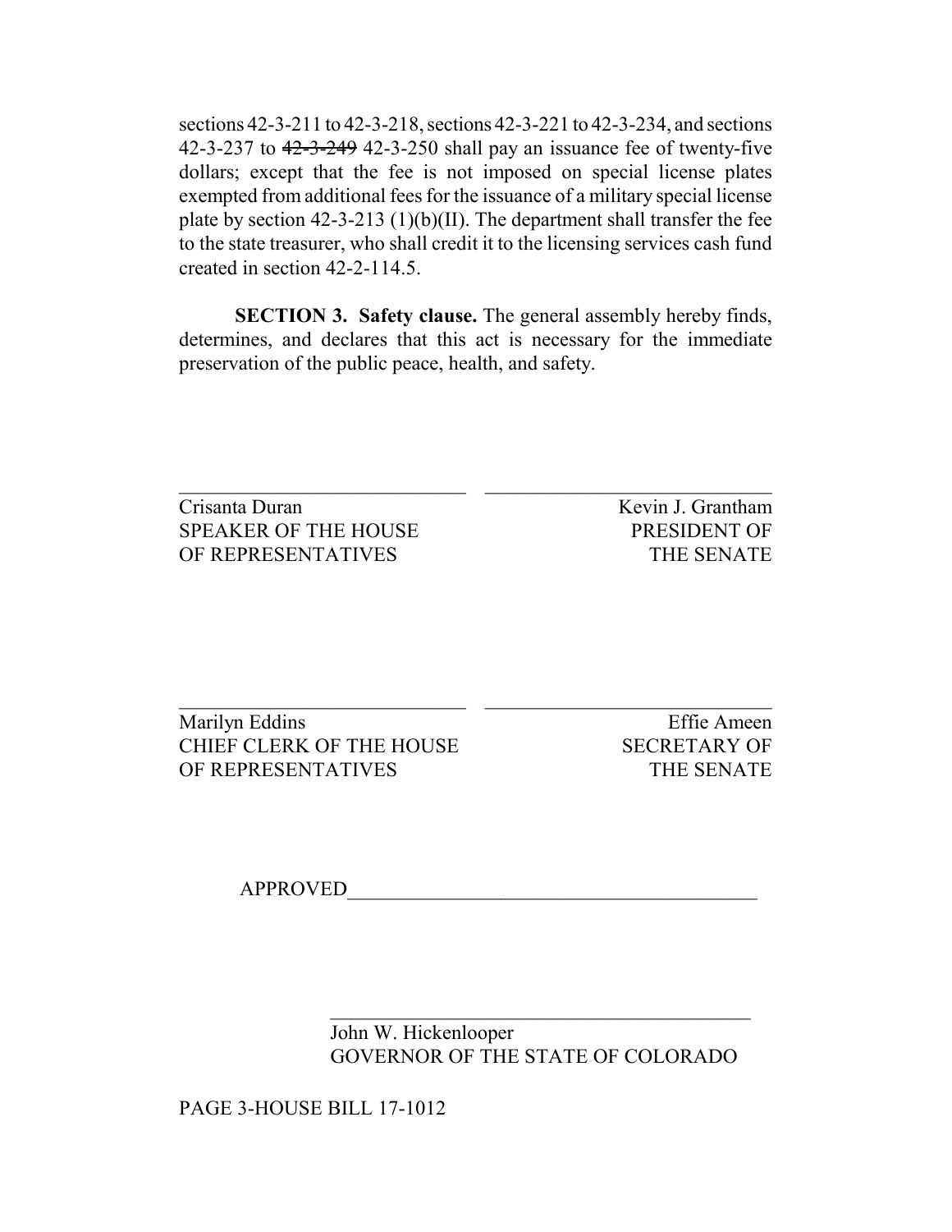sections 42-3-211 to 42-3-218, sections 42-3-221 to 42-3-234, and sections 42-3-237 to ~~42-3-249~~ 42-3-250 shall pay an issuance fee of twenty-five dollars; except that the fee is not imposed on special license plates exempted from additional fees for the issuance of a military special license plate by section 42-3-213 (1)(b)(II). The department shall transfer the fee to the state treasurer, who shall credit it to the licensing services cash fund created in section 42-2-114.5.

**SECTION 3. Safety clause.** The general assembly hereby finds, determines, and declares that this act is necessary for the immediate preservation of the public peace, health, and safety.

| | |
|---|---|
| ____________________________ | ____________________________ |
| Crisanta Duran | Kevin J. Grantham |
| SPEAKER OF THE HOUSE OF REPRESENTATIVES | PRESIDENT OF THE SENATE |
| ____________________________ | ____________________________ |
| Marilyn Eddins | Effie Ameen |
| CHIEF CLERK OF THE HOUSE OF REPRESENTATIVES | SECRETARY OF THE SENATE |

APPROVED________________________________________

____________________________________________

John W. Hickenlooper
GOVERNOR OF THE STATE OF COLORADO

PAGE 3-HOUSE BILL 17-1012